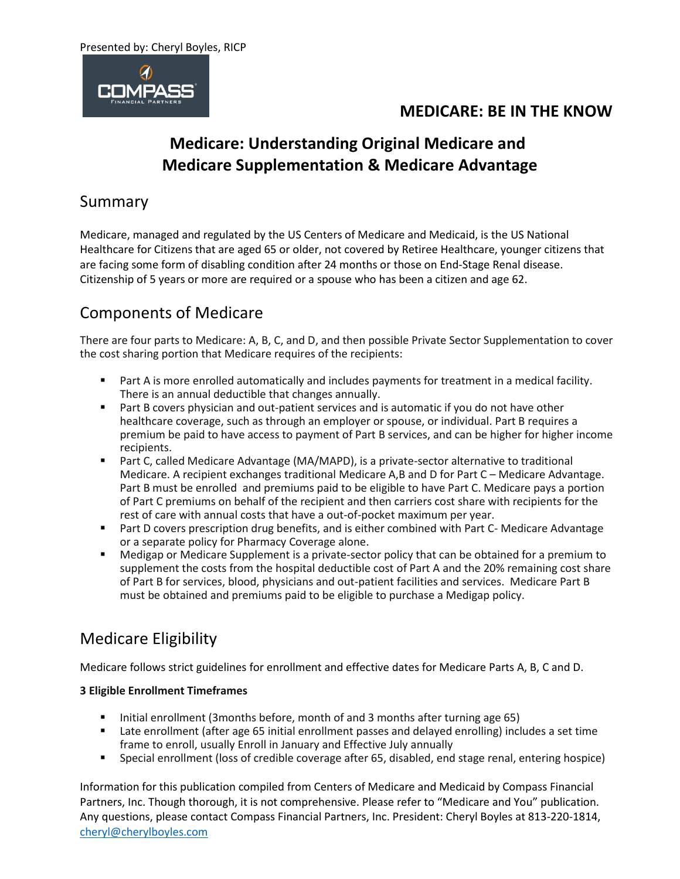Presented by: Cheryl Boyles, RICP

COMPASS FINANCIAL PARTNERS

**MEDICARE: BE IN THE KNOW**

# Medicare: Understanding Original Medicare and Medicare Supplementation & Medicare Advantage

## Summary

Medicare, managed and regulated by the US Centers of Medicare and Medicaid, is the US National Healthcare for Citizens that are aged 65 or older, not covered by Retiree Healthcare, younger citizens that are facing some form of disabling condition after 24 months or those on End-Stage Renal disease. Citizenship of 5 years or more are required or a spouse who has been a citizen and age 62.

## Components of Medicare

There are four parts to Medicare: A, B, C, and D, and then possible Private Sector Supplementation to cover the cost sharing portion that Medicare requires of the recipients:

- Part A is more enrolled automatically and includes payments for treatment in a medical facility. There is an annual deductible that changes annually.
- Part B covers physician and out-patient services and is automatic if you do not have other healthcare coverage, such as through an employer or spouse, or individual. Part B requires a premium be paid to have access to payment of Part B services, and can be higher for higher income recipients.
- Part C, called Medicare Advantage (MA/MAPD), is a private-sector alternative to traditional Medicare. A recipient exchanges traditional Medicare A,B and D for Part C – Medicare Advantage. Part B must be enrolled and premiums paid to be eligible to have Part C. Medicare pays a portion of Part C premiums on behalf of the recipient and then carriers cost share with recipients for the rest of care with annual costs that have a out-of-pocket maximum per year.
- Part D covers prescription drug benefits, and is either combined with Part C- Medicare Advantage or a separate policy for Pharmacy Coverage alone.
- Medigap or Medicare Supplement is a private-sector policy that can be obtained for a premium to supplement the costs from the hospital deductible cost of Part A and the 20% remaining cost share of Part B for services, blood, physicians and out-patient facilities and services. Medicare Part B must be obtained and premiums paid to be eligible to purchase a Medigap policy.

## Medicare Eligibility

Medicare follows strict guidelines for enrollment and effective dates for Medicare Parts A, B, C and D.

**3 Eligible Enrollment Timeframes**

- Initial enrollment (3months before, month of and 3 months after turning age 65)
- Late enrollment (after age 65 initial enrollment passes and delayed enrolling) includes a set time frame to enroll, usually Enroll in January and Effective July annually
- Special enrollment (loss of credible coverage after 65, disabled, end stage renal, entering hospice)

Information for this publication compiled from Centers of Medicare and Medicaid by Compass Financial Partners, Inc. Though thorough, it is not comprehensive. Please refer to "Medicare and You" publication. Any questions, please contact Compass Financial Partners, Inc. President: Cheryl Boyles at 813-220-1814, cheryl@cherylboyles.com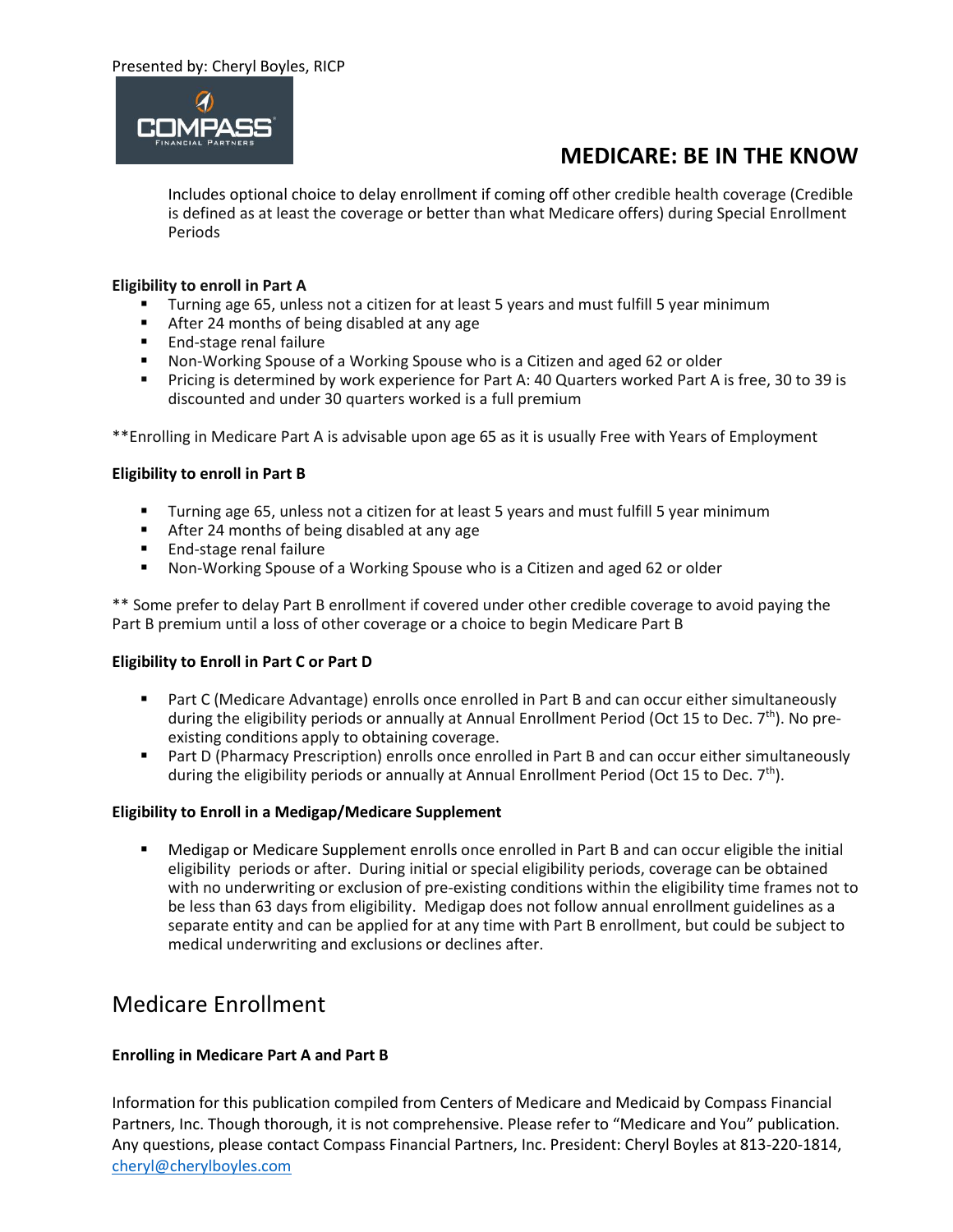Includes optional choice to delay enrollment if coming off other credible health coverage (Credible is defined as at least the coverage or better than what Medicare offers) during Special Enrollment Periods

**Eligibility to enroll in Part A**

- Turning age 65, unless not a citizen for at least 5 years and must fulfill 5 year minimum
- After 24 months of being disabled at any age
- End-stage renal failure
- Non-Working Spouse of a Working Spouse who is a Citizen and aged 62 or older
- Pricing is determined by work experience for Part A: 40 Quarters worked Part A is free, 30 to 39 is discounted and under 30 quarters worked is a full premium

**Enrolling in Medicare Part A is advisable upon age 65 as it is usually Free with Years of Employment

**Eligibility to enroll in Part B**

- Turning age 65, unless not a citizen for at least 5 years and must fulfill 5 year minimum
- After 24 months of being disabled at any age
- End-stage renal failure
- Non-Working Spouse of a Working Spouse who is a Citizen and aged 62 or older

** Some prefer to delay Part B enrollment if covered under other credible coverage to avoid paying the Part B premium until a loss of other coverage or a choice to begin Medicare Part B

**Eligibility to Enroll in Part C or Part D**

- Part C (Medicare Advantage) enrolls once enrolled in Part B and can occur either simultaneously during the eligibility periods or annually at Annual Enrollment Period (Oct 15 to Dec. 7th). No pre-existing conditions apply to obtaining coverage.
- Part D (Pharmacy Prescription) enrolls once enrolled in Part B and can occur either simultaneously during the eligibility periods or annually at Annual Enrollment Period (Oct 15 to Dec. 7th).

**Eligibility to Enroll in a Medigap/Medicare Supplement**

- Medigap or Medicare Supplement enrolls once enrolled in Part B and can occur eligible the initial eligibility periods or after. During initial or special eligibility periods, coverage can be obtained with no underwriting or exclusion of pre-existing conditions within the eligibility time frames not to be less than 63 days from eligibility. Medigap does not follow annual enrollment guidelines as a separate entity and can be applied for at any time with Part B enrollment, but could be subject to medical underwriting and exclusions or declines after.

## Medicare Enrollment

**Enrolling in Medicare Part A and Part B**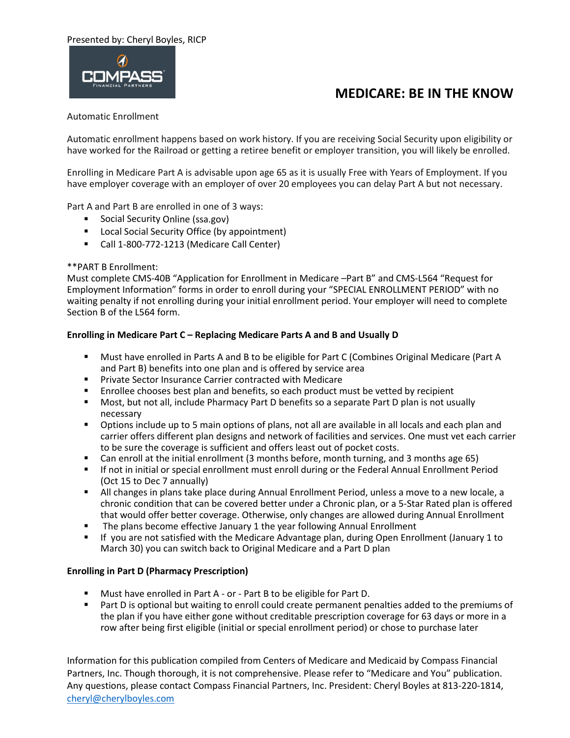Presented by: Cheryl Boyles, RICP

# MEDICARE: BE IN THE KNOW

Automatic Enrollment

Automatic enrollment happens based on work history. If you are receiving Social Security upon eligibility or have worked for the Railroad or getting a retiree benefit or employer transition, you will likely be enrolled.

Enrolling in Medicare Part A is advisable upon age 65 as it is usually Free with Years of Employment. If you have employer coverage with an employer of over 20 employees you can delay Part A but not necessary.

Part A and Part B are enrolled in one of 3 ways:

- Social Security Online (ssa.gov)
- Local Social Security Office (by appointment)
- Call 1-800-772-1213 (Medicare Call Center)

**PART B Enrollment:
Must complete CMS-40B "Application for Enrollment in Medicare –Part B" and CMS-L564 "Request for Employment Information" forms in order to enroll during your "SPECIAL ENROLLMENT PERIOD" with no waiting penalty if not enrolling during your initial enrollment period. Your employer will need to complete Section B of the L564 form.

**Enrolling in Medicare Part C – Replacing Medicare Parts A and B and Usually D**

- Must have enrolled in Parts A and B to be eligible for Part C (Combines Original Medicare (Part A and Part B) benefits into one plan and is offered by service area
- Private Sector Insurance Carrier contracted with Medicare
- Enrollee chooses best plan and benefits, so each product must be vetted by recipient
- Most, but not all, include Pharmacy Part D benefits so a separate Part D plan is not usually necessary
- Options include up to 5 main options of plans, not all are available in all locals and each plan and carrier offers different plan designs and network of facilities and services. One must vet each carrier to be sure the coverage is sufficient and offers least out of pocket costs.
- Can enroll at the initial enrollment (3 months before, month turning, and 3 months age 65)
- If not in initial or special enrollment must enroll during or the Federal Annual Enrollment Period (Oct 15 to Dec 7 annually)
- All changes in plans take place during Annual Enrollment Period, unless a move to a new locale, a chronic condition that can be covered better under a Chronic plan, or a 5-Star Rated plan is offered that would offer better coverage. Otherwise, only changes are allowed during Annual Enrollment
- The plans become effective January 1 the year following Annual Enrollment
- If you are not satisfied with the Medicare Advantage plan, during Open Enrollment (January 1 to March 30) you can switch back to Original Medicare and a Part D plan

**Enrolling in Part D (Pharmacy Prescription)**

- Must have enrolled in Part A - or - Part B to be eligible for Part D.
- Part D is optional but waiting to enroll could create permanent penalties added to the premiums of the plan if you have either gone without creditable prescription coverage for 63 days or more in a row after being first eligible (initial or special enrollment period) or chose to purchase later

Information for this publication compiled from Centers of Medicare and Medicaid by Compass Financial Partners, Inc. Though thorough, it is not comprehensive. Please refer to "Medicare and You" publication. Any questions, please contact Compass Financial Partners, Inc. President: Cheryl Boyles at 813-220-1814, cheryl@cherylboyles.com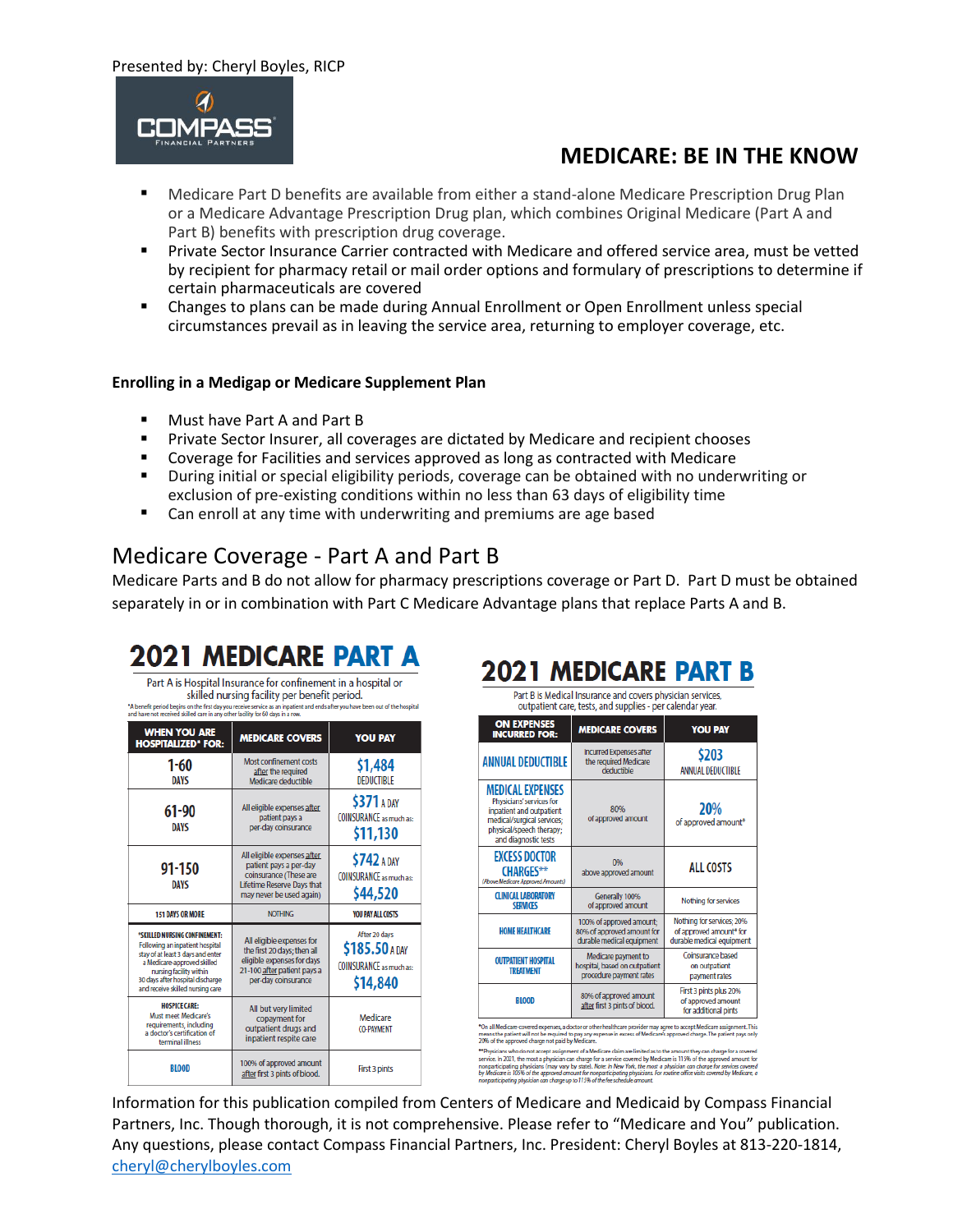Presented by: Cheryl Boyles, RICP

COMPASS FINANCIAL PARTNERS

# MEDICARE: BE IN THE KNOW

- Medicare Part D benefits are available from either a stand-alone Medicare Prescription Drug Plan or a Medicare Advantage Prescription Drug plan, which combines Original Medicare (Part A and Part B) benefits with prescription drug coverage.
- Private Sector Insurance Carrier contracted with Medicare and offered service area, must be vetted by recipient for pharmacy retail or mail order options and formulary of prescriptions to determine if certain pharmaceuticals are covered
- Changes to plans can be made during Annual Enrollment or Open Enrollment unless special circumstances prevail as in leaving the service area, returning to employer coverage, etc.

**Enrolling in a Medigap or Medicare Supplement Plan**

- Must have Part A and Part B
- Private Sector Insurer, all coverages are dictated by Medicare and recipient chooses
- Coverage for Facilities and services approved as long as contracted with Medicare
- During initial or special eligibility periods, coverage can be obtained with no underwriting or exclusion of pre-existing conditions within no less than 63 days of eligibility time
- Can enroll at any time with underwriting and premiums are age based

## Medicare Coverage - Part A and Part B

Medicare Parts and B do not allow for pharmacy prescriptions coverage or Part D. Part D must be obtained separately in or in combination with Part C Medicare Advantage plans that replace Parts A and B.

### 2021 MEDICARE PART A

Part A is Hospital Insurance for confinement in a hospital or skilled nursing facility per benefit period.

*A benefit period begins on the first day you receive service as an inpatient and ends after you have been out of the hospital and have not received skilled care in any other facility for 60 days in a row.

| WHEN YOU ARE HOSPITALIZED* FOR: | MEDICARE COVERS | YOU PAY |
|---|---|---|
| 1-60 DAYS | Most confinement costs after the required Medicare deductible | $1,484 DEDUCTIBLE |
| 61-90 DAYS | All eligible expenses after patient pays a per-day coinsurance | $371 A DAY COINSURANCE as much as: $11,130 |
| 91-150 DAYS | All eligible expenses after patient pays a per-day coinsurance (These are Lifetime Reserve Days that may never be used again) | $742 A DAY COINSURANCE as much as: $44,520 |
| 151 DAYS OR MORE | NOTHING | YOU PAY ALL COSTS |
| *SKILLED NURSING CONFINEMENT: Following an inpatient hospital stay of at least 3 days and enter a Medicare-approved skilled nursing facility within 30 days after hospital discharge and receive skilled nursing care | All eligible expenses for the first 20 days; then all eligible expenses for days 21-100 after patient pays a per-day coinsurance | After 20 days $185.50 A DAY COINSURANCE as much as: $14,840 |
| HOSPICE CARE: Must meet Medicare's requirements, including a doctor's certification of terminal illness | All but very limited copayment for outpatient drugs and inpatient respite care | Medicare CO-PAYMENT |
| BLOOD | 100% of approved amount after first 3 pints of blood. | First 3 pints |

### 2021 MEDICARE PART B

Part B is Medical Insurance and covers physician services, outpatient care, tests, and supplies - per calendar year.

| ON EXPENSES INCURRED FOR: | MEDICARE COVERS | YOU PAY |
|---|---|---|
| ANNUAL DEDUCTIBLE | Incurred Expenses after the required Medicare deductible | $203 ANNUAL DEDUCTIBLE |
| MEDICAL EXPENSES Physicians' services for inpatient and outpatient medical/surgical services; physical/speech therapy; and diagnostic tests | 80% of approved amount | 20% of approved amount* |
| EXCESS DOCTOR CHARGES** (Above Medicare Approved Amounts) | 0% above approved amount | ALL COSTS |
| CLINICAL LABORATORY SERVICES | Generally 100% of approved amount | Nothing for services |
| HOME HEALTHCARE | 100% of approved amount; 80% of approved amount for durable medical equipment | Nothing for services; 20% of approved amount* for durable medical equipment |
| OUTPATIENT HOSPITAL TREATMENT | Medicare payment to hospital, based on outpatient procedure payment rates | Coinsurance based on outpatient payment rates |
| BLOOD | 80% of approved amount after first 3 pints of blood. | First 3 pints plus 20% of approved amount for additional pints |

*On all Medicare-covered expenses, a doctor or other healthcare provider may agree to accept Medicare assignment. This means the patient will not be required to pay any expense in excess of Medicare's approved charge. The patient pays only 20% of the approved charge not paid by Medicare.

**Physicians who do not accept assignment of a Medicare claim are limited as to the amount they can charge for a covered service. In 2021, the most a physician can charge for a service covered by Medicare is 115% of the approved amount for nonparticipating physicians (may vary by state). Note: In New York, the most a physician can charge for services covered by Medicare is 105% of the approved amount for nonparticipating physicians. For routine office visits covered by Medicare, a nonparticipating physician can charge up to 115% of the fee schedule amount.

Information for this publication compiled from Centers of Medicare and Medicaid by Compass Financial Partners, Inc. Though thorough, it is not comprehensive. Please refer to "Medicare and You" publication. Any questions, please contact Compass Financial Partners, Inc. President: Cheryl Boyles at 813-220-1814, cheryl@cherylboyles.com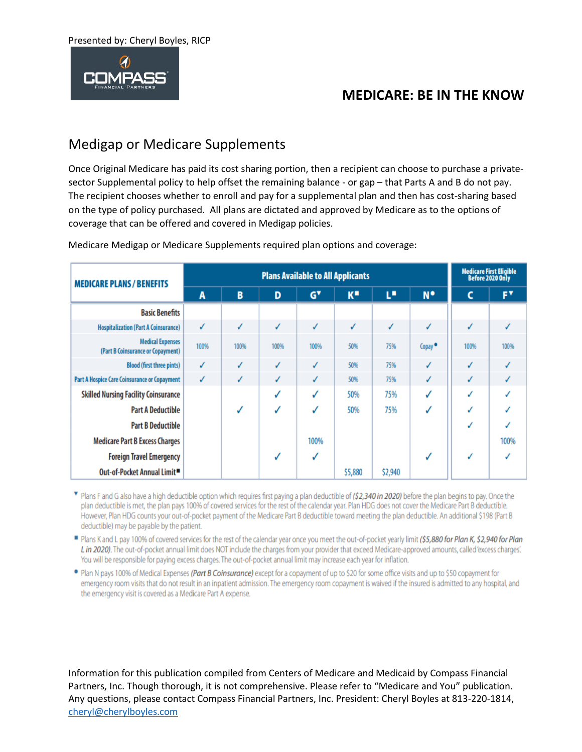Presented by: Cheryl Boyles, RICP

COMPASS FINANCIAL PARTNERS

## MEDICARE: BE IN THE KNOW

## Medigap or Medicare Supplements

Once Original Medicare has paid its cost sharing portion, then a recipient can choose to purchase a private-sector Supplemental policy to help offset the remaining balance - or gap – that Parts A and B do not pay. The recipient chooses whether to enroll and pay for a supplemental plan and then has cost-sharing based on the type of policy purchased. All plans are dictated and approved by Medicare as to the options of coverage that can be offered and covered in Medigap policies.

Medicare Medigap or Medicare Supplements required plan options and coverage:

| MEDICARE PLANS / BENEFITS | Plans Available to All Applicants | | | | | | | Medicare First Eligible Before 2020 Only | |
|---|---|---|---|---|---|---|---|---|---|
| | A | B | D | G▼ | K■ | L■ | N● | C | F▼ |
| Basic Benefits | | | | | | | | | |
| Hospitalization (Part A Coinsurance) | ✓ | ✓ | ✓ | ✓ | ✓ | ✓ | ✓ | ✓ | ✓ |
| Medical Expenses (Part B Coinsurance or Copayment) | 100% | 100% | 100% | 100% | 50% | 75% | Copay● | 100% | 100% |
| Blood (first three pints) | ✓ | ✓ | ✓ | ✓ | 50% | 75% | ✓ | ✓ | ✓ |
| Part A Hospice Care Coinsurance or Copayment | ✓ | ✓ | ✓ | ✓ | 50% | 75% | ✓ | ✓ | ✓ |
| Skilled Nursing Facility Coinsurance | | | ✓ | ✓ | 50% | 75% | ✓ | ✓ | ✓ |
| Part A Deductible | | ✓ | ✓ | ✓ | 50% | 75% | ✓ | ✓ | ✓ |
| Part B Deductible | | | | | | | | ✓ | ✓ |
| Medicare Part B Excess Charges | | | | 100% | | | | | 100% |
| Foreign Travel Emergency | | | ✓ | ✓ | | | ✓ | ✓ | ✓ |
| Out-of-Pocket Annual Limit■ | | | | | $5,880 | $2,940 | | | |

▼ Plans F and G also have a high deductible option which requires first paying a plan deductible of *($2,340 in 2020)* before the plan begins to pay. Once the plan deductible is met, the plan pays 100% of covered services for the rest of the calendar year. Plan HDG does not cover the Medicare Part B deductible. However, Plan HDG counts your out-of-pocket payment of the Medicare Part B deductible toward meeting the plan deductible. An additional $198 (Part B deductible) may be payable by the patient.

■ Plans K and L pay 100% of covered services for the rest of the calendar year once you meet the out-of-pocket yearly limit *($5,880 for Plan K, $2,940 for Plan L in 2020)*. The out-of-pocket annual limit does NOT include the charges from your provider that exceed Medicare-approved amounts, called 'excess charges'. You will be responsible for paying excess charges. The out-of-pocket annual limit may increase each year for inflation.

● Plan N pays 100% of Medical Expenses *(Part B Coinsurance)* except for a copayment of up to $20 for some office visits and up to $50 copayment for emergency room visits that do not result in an inpatient admission. The emergency room copayment is waived if the insured is admitted to any hospital, and the emergency visit is covered as a Medicare Part A expense.

Information for this publication compiled from Centers of Medicare and Medicaid by Compass Financial Partners, Inc. Though thorough, it is not comprehensive. Please refer to "Medicare and You" publication. Any questions, please contact Compass Financial Partners, Inc. President: Cheryl Boyles at 813-220-1814, cheryl@cherylboyles.com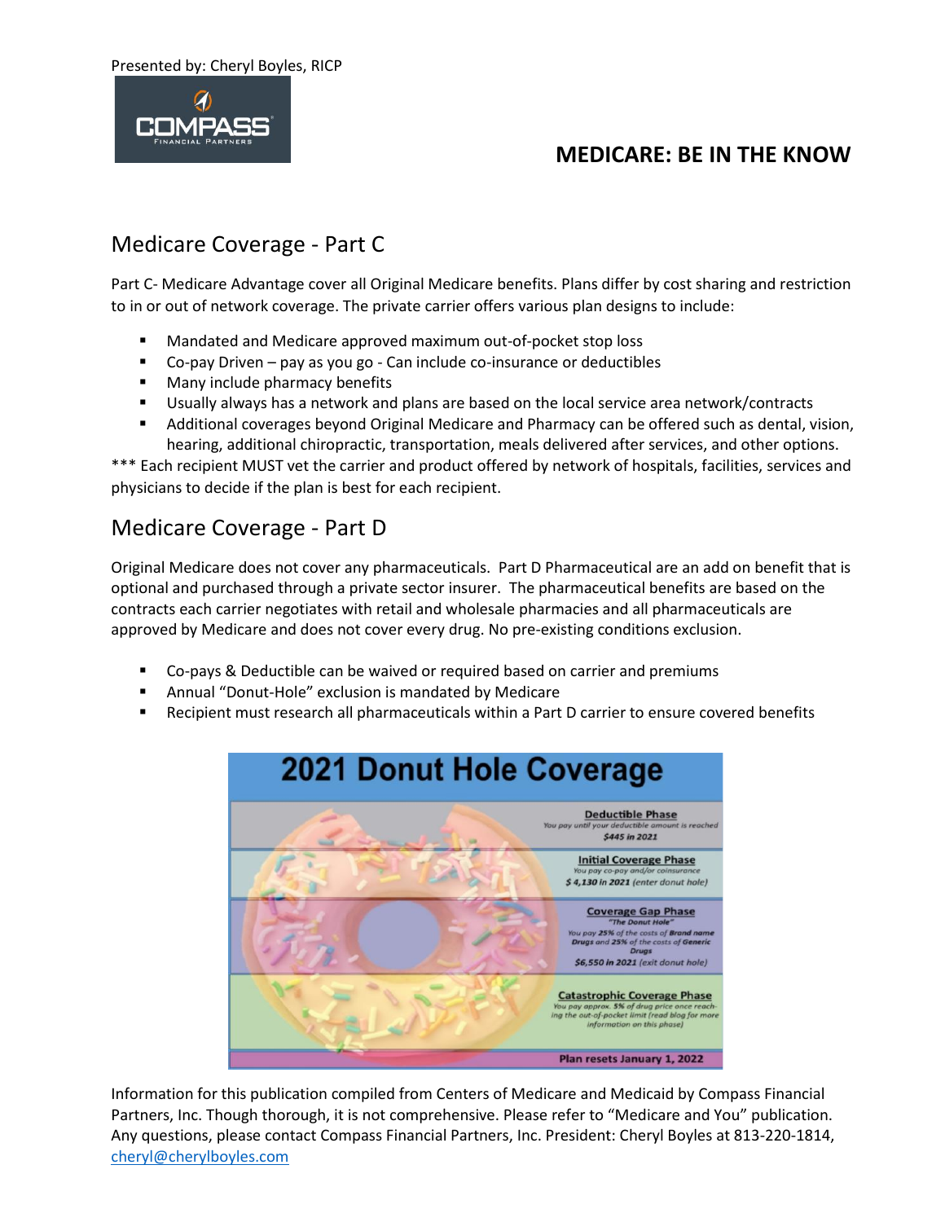Presented by: Cheryl Boyles, RICP

# MEDICARE: BE IN THE KNOW

## Medicare Coverage - Part C

Part C- Medicare Advantage cover all Original Medicare benefits. Plans differ by cost sharing and restriction to in or out of network coverage. The private carrier offers various plan designs to include:

- Mandated and Medicare approved maximum out-of-pocket stop loss
- Co-pay Driven – pay as you go - Can include co-insurance or deductibles
- Many include pharmacy benefits
- Usually always has a network and plans are based on the local service area network/contracts
- Additional coverages beyond Original Medicare and Pharmacy can be offered such as dental, vision, hearing, additional chiropractic, transportation, meals delivered after services, and other options.

*** Each recipient MUST vet the carrier and product offered by network of hospitals, facilities, services and physicians to decide if the plan is best for each recipient.

## Medicare Coverage - Part D

Original Medicare does not cover any pharmaceuticals. Part D Pharmaceutical are an add on benefit that is optional and purchased through a private sector insurer. The pharmaceutical benefits are based on the contracts each carrier negotiates with retail and wholesale pharmacies and all pharmaceuticals are approved by Medicare and does not cover every drug. No pre-existing conditions exclusion.

- Co-pays & Deductible can be waived or required based on carrier and premiums
- Annual "Donut-Hole" exclusion is mandated by Medicare
- Recipient must research all pharmaceuticals within a Part D carrier to ensure covered benefits

**2021 Donut Hole Coverage**

**Deductible Phase**
*You pay until your deductible amount is reached*
***$445 in 2021***

**Initial Coverage Phase**
*You pay co-pay and/or coinsurance*
***$ 4,130 in 2021** (enter donut hole)*

**Coverage Gap Phase**
*"The Donut Hole"*
*You pay 25% of the costs of **Brand name Drugs** and 25% of the costs of **Generic Drugs***
***$6,550 in 2021** (exit donut hole)*

**Catastrophic Coverage Phase**
*You pay approx. 5% of drug price once reaching the out-of-pocket limit (read blog for more information on this phase)*

**Plan resets January 1, 2022**

Information for this publication compiled from Centers of Medicare and Medicaid by Compass Financial Partners, Inc. Though thorough, it is not comprehensive. Please refer to "Medicare and You" publication. Any questions, please contact Compass Financial Partners, Inc. President: Cheryl Boyles at 813-220-1814, cheryl@cherylboyles.com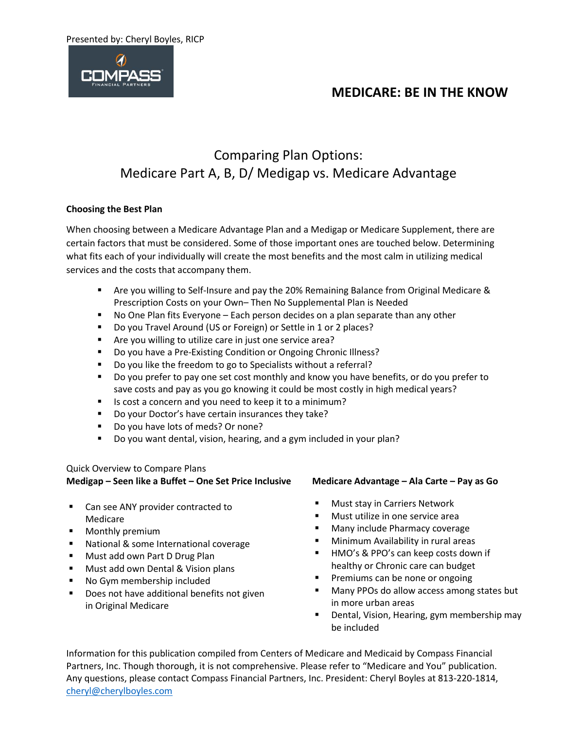Presented by: Cheryl Boyles, RICP

# MEDICARE: BE IN THE KNOW

## Comparing Plan Options: Medicare Part A, B, D/ Medigap vs. Medicare Advantage

**Choosing the Best Plan**

When choosing between a Medicare Advantage Plan and a Medigap or Medicare Supplement, there are certain factors that must be considered. Some of those important ones are touched below. Determining what fits each of your individually will create the most benefits and the most calm in utilizing medical services and the costs that accompany them.

- Are you willing to Self-Insure and pay the 20% Remaining Balance from Original Medicare & Prescription Costs on your Own– Then No Supplemental Plan is Needed
- No One Plan fits Everyone – Each person decides on a plan separate than any other
- Do you Travel Around (US or Foreign) or Settle in 1 or 2 places?
- Are you willing to utilize care in just one service area?
- Do you have a Pre-Existing Condition or Ongoing Chronic Illness?
- Do you like the freedom to go to Specialists without a referral?
- Do you prefer to pay one set cost monthly and know you have benefits, or do you prefer to save costs and pay as you go knowing it could be most costly in high medical years?
- Is cost a concern and you need to keep it to a minimum?
- Do your Doctor's have certain insurances they take?
- Do you have lots of meds? Or none?
- Do you want dental, vision, hearing, and a gym included in your plan?

Quick Overview to Compare Plans

**Medigap – Seen like a Buffet – One Set Price Inclusive**

- Can see ANY provider contracted to Medicare
- Monthly premium
- National & some International coverage
- Must add own Part D Drug Plan
- Must add own Dental & Vision plans
- No Gym membership included
- Does not have additional benefits not given in Original Medicare

**Medicare Advantage – Ala Carte – Pay as Go**

- Must stay in Carriers Network
- Must utilize in one service area
- Many include Pharmacy coverage
- Minimum Availability in rural areas
- HMO's & PPO's can keep costs down if healthy or Chronic care can budget
- Premiums can be none or ongoing
- Many PPOs do allow access among states but in more urban areas
- Dental, Vision, Hearing, gym membership may be included

Information for this publication compiled from Centers of Medicare and Medicaid by Compass Financial Partners, Inc. Though thorough, it is not comprehensive. Please refer to "Medicare and You" publication. Any questions, please contact Compass Financial Partners, Inc. President: Cheryl Boyles at 813-220-1814, cheryl@cherylboyles.com